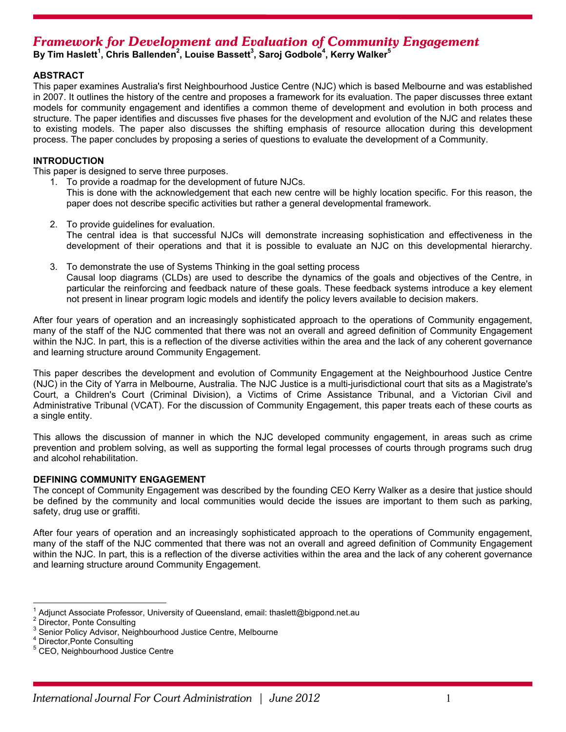# Framework for Development and Evaluation of Community Engagement

**By Tim Haslett[1], Chris Ballenden[2], Louise Bassett[3], Saroj Godbole[4], Kerry Walker[5]**

## ABSTRACT

This paper examines Australia's first Neighbourhood Justice Centre (NJC) which is based Melbourne and was established in 2007. It outlines the history of the centre and proposes a framework for its evaluation. The paper discusses three extant models for community engagement and identifies a common theme of development and evolution in both process and structure. The paper identifies and discusses five phases for the development and evolution of the NJC and relates these to existing models. The paper also discusses the shifting emphasis of resource allocation during this development process. The paper concludes by proposing a series of questions to evaluate the development of a Community.

## INTRODUCTION

This paper is designed to serve three purposes.

1. To provide a roadmap for the development of future NJCs.
   This is done with the acknowledgement that each new centre will be highly location specific. For this reason, the paper does not describe specific activities but rather a general developmental framework.

2. To provide guidelines for evaluation.
   The central idea is that successful NJCs will demonstrate increasing sophistication and effectiveness in the development of their operations and that it is possible to evaluate an NJC on this developmental hierarchy.

3. To demonstrate the use of Systems Thinking in the goal setting process
   Causal loop diagrams (CLDs) are used to describe the dynamics of the goals and objectives of the Centre, in particular the reinforcing and feedback nature of these goals. These feedback systems introduce a key element not present in linear program logic models and identify the policy levers available to decision makers.

After four years of operation and an increasingly sophisticated approach to the operations of Community engagement, many of the staff of the NJC commented that there was not an overall and agreed definition of Community Engagement within the NJC. In part, this is a reflection of the diverse activities within the area and the lack of any coherent governance and learning structure around Community Engagement.

This paper describes the development and evolution of Community Engagement at the Neighbourhood Justice Centre (NJC) in the City of Yarra in Melbourne, Australia. The NJC Justice is a multi-jurisdictional court that sits as a Magistrate's Court, a Children's Court (Criminal Division), a Victims of Crime Assistance Tribunal, and a Victorian Civil and Administrative Tribunal (VCAT). For the discussion of Community Engagement, this paper treats each of these courts as a single entity.

This allows the discussion of manner in which the NJC developed community engagement, in areas such as crime prevention and problem solving, as well as supporting the formal legal processes of courts through programs such drug and alcohol rehabilitation.

## DEFINING COMMUNITY ENGAGEMENT

The concept of Community Engagement was described by the founding CEO Kerry Walker as a desire that justice should be defined by the community and local communities would decide the issues are important to them such as parking, safety, drug use or graffiti.

After four years of operation and an increasingly sophisticated approach to the operations of Community engagement, many of the staff of the NJC commented that there was not an overall and agreed definition of Community Engagement within the NJC. In part, this is a reflection of the diverse activities within the area and the lack of any coherent governance and learning structure around Community Engagement.

---

[1] Adjunct Associate Professor, University of Queensland, email: thaslett@bigpond.net.au
[2] Director, Ponte Consulting
[3] Senior Policy Advisor, Neighbourhood Justice Centre, Melbourne
[4] Director,Ponte Consulting
[5] CEO, Neighbourhood Justice Centre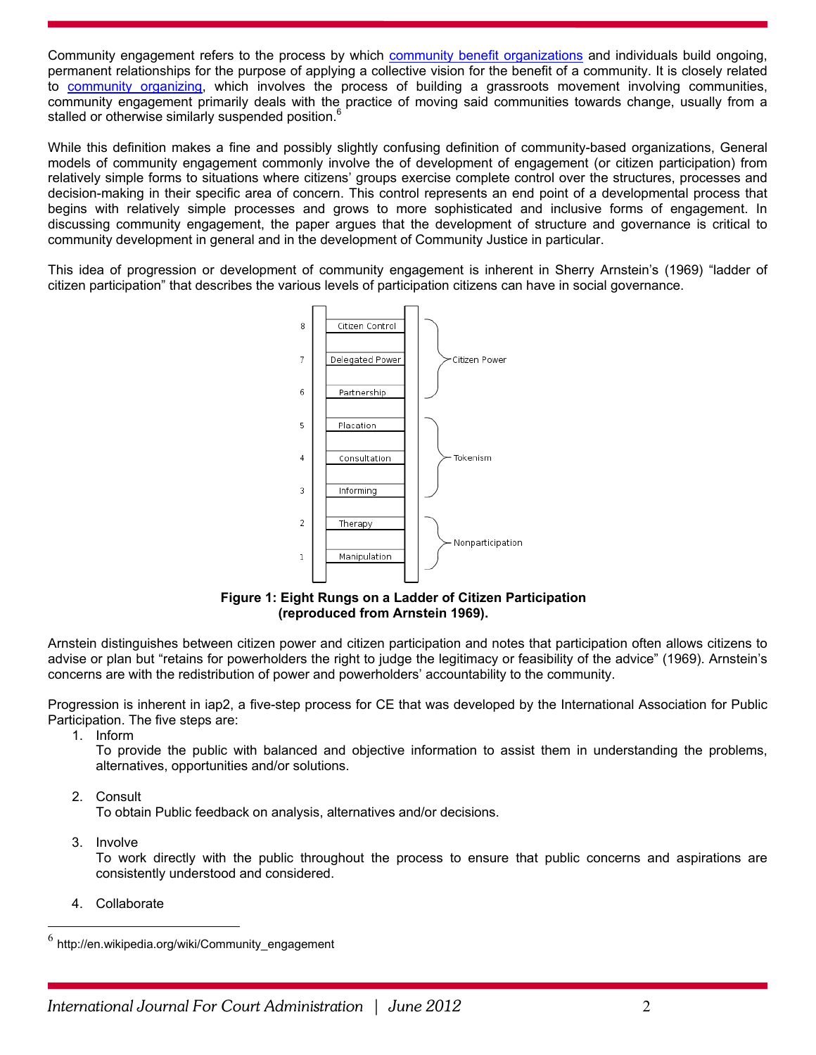Community engagement refers to the process by which community benefit organizations and individuals build ongoing, permanent relationships for the purpose of applying a collective vision for the benefit of a community. It is closely related to community organizing, which involves the process of building a grassroots movement involving communities, community engagement primarily deals with the practice of moving said communities towards change, usually from a stalled or otherwise similarly suspended position.[6]

While this definition makes a fine and possibly slightly confusing definition of community-based organizations, General models of community engagement commonly involve the of development of engagement (or citizen participation) from relatively simple forms to situations where citizens' groups exercise complete control over the structures, processes and decision-making in their specific area of concern. This control represents an end point of a developmental process that begins with relatively simple processes and grows to more sophisticated and inclusive forms of engagement. In discussing community engagement, the paper argues that the development of structure and governance is critical to community development in general and in the development of Community Justice in particular.

This idea of progression or development of community engagement is inherent in Sherry Arnstein's (1969) "ladder of citizen participation" that describes the various levels of participation citizens can have in social governance.

8 Citizen Control
7 Delegated Power
6 Partnership
5 Placation
4 Consultation
3 Informing
2 Therapy
1 Manipulation

Citizen Power
Tokenism
Nonparticipation

**Figure 1: Eight Rungs on a Ladder of Citizen Participation (reproduced from Arnstein 1969).**

Arnstein distinguishes between citizen power and citizen participation and notes that participation often allows citizens to advise or plan but "retains for powerholders the right to judge the legitimacy or feasibility of the advice" (1969). Arnstein's concerns are with the redistribution of power and powerholders' accountability to the community.

Progression is inherent in iap2, a five-step process for CE that was developed by the International Association for Public Participation. The five steps are:

1. Inform
   To provide the public with balanced and objective information to assist them in understanding the problems, alternatives, opportunities and/or solutions.

2. Consult
   To obtain Public feedback on analysis, alternatives and/or decisions.

3. Involve
   To work directly with the public throughout the process to ensure that public concerns and aspirations are consistently understood and considered.

4. Collaborate

[6] http://en.wikipedia.org/wiki/Community_engagement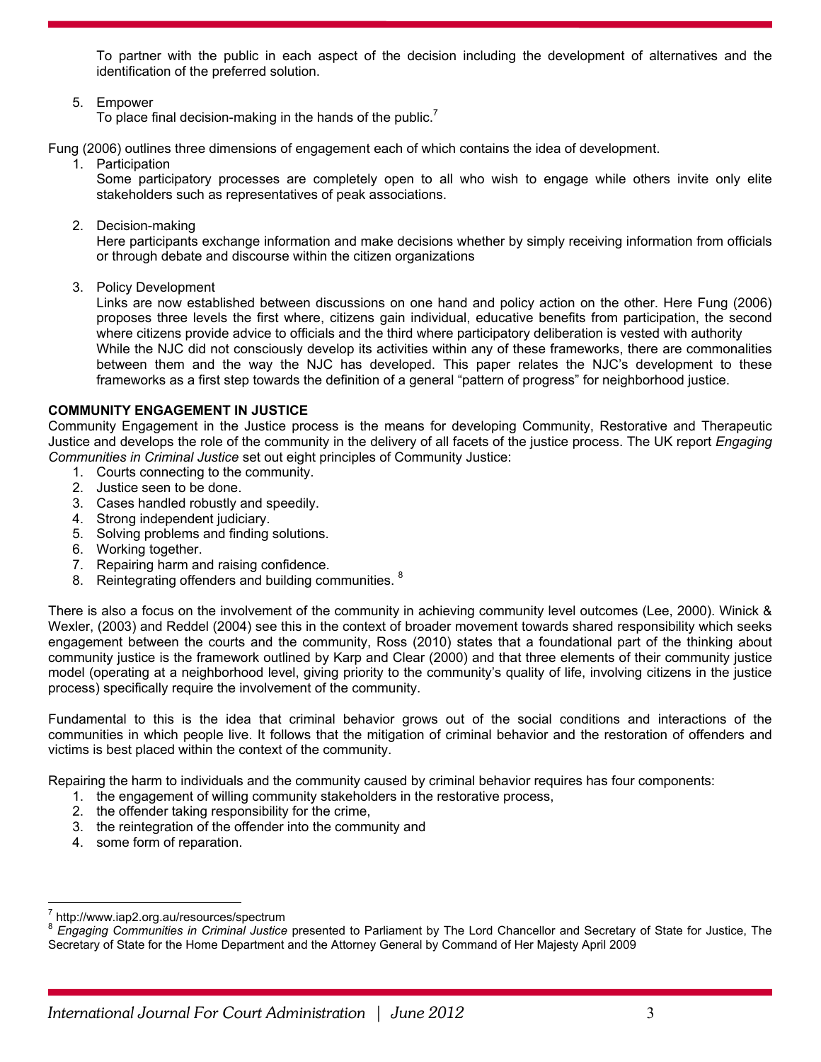To partner with the public in each aspect of the decision including the development of alternatives and the identification of the preferred solution.

5. Empower
   To place final decision-making in the hands of the public.[7]

Fung (2006) outlines three dimensions of engagement each of which contains the idea of development.

1. Participation
   Some participatory processes are completely open to all who wish to engage while others invite only elite stakeholders such as representatives of peak associations.

2. Decision-making
   Here participants exchange information and make decisions whether by simply receiving information from officials or through debate and discourse within the citizen organizations

3. Policy Development
   Links are now established between discussions on one hand and policy action on the other. Here Fung (2006) proposes three levels the first where, citizens gain individual, educative benefits from participation, the second where citizens provide advice to officials and the third where participatory deliberation is vested with authority
   While the NJC did not consciously develop its activities within any of these frameworks, there are commonalities between them and the way the NJC has developed. This paper relates the NJC's development to these frameworks as a first step towards the definition of a general "pattern of progress" for neighborhood justice.

**COMMUNITY ENGAGEMENT IN JUSTICE**

Community Engagement in the Justice process is the means for developing Community, Restorative and Therapeutic Justice and develops the role of the community in the delivery of all facets of the justice process. The UK report *Engaging Communities in Criminal Justice* set out eight principles of Community Justice:

1. Courts connecting to the community.
2. Justice seen to be done.
3. Cases handled robustly and speedily.
4. Strong independent judiciary.
5. Solving problems and finding solutions.
6. Working together.
7. Repairing harm and raising confidence.
8. Reintegrating offenders and building communities. [8]

There is also a focus on the involvement of the community in achieving community level outcomes (Lee, 2000). Winick & Wexler, (2003) and Reddel (2004) see this in the context of broader movement towards shared responsibility which seeks engagement between the courts and the community, Ross (2010) states that a foundational part of the thinking about community justice is the framework outlined by Karp and Clear (2000) and that three elements of their community justice model (operating at a neighborhood level, giving priority to the community's quality of life, involving citizens in the justice process) specifically require the involvement of the community.

Fundamental to this is the idea that criminal behavior grows out of the social conditions and interactions of the communities in which people live. It follows that the mitigation of criminal behavior and the restoration of offenders and victims is best placed within the context of the community.

Repairing the harm to individuals and the community caused by criminal behavior requires has four components:

1. the engagement of willing community stakeholders in the restorative process,
2. the offender taking responsibility for the crime,
3. the reintegration of the offender into the community and
4. some form of reparation.

---

[7] http://www.iap2.org.au/resources/spectrum

[8] *Engaging Communities in Criminal Justice* presented to Parliament by The Lord Chancellor and Secretary of State for Justice, The Secretary of State for the Home Department and the Attorney General by Command of Her Majesty April 2009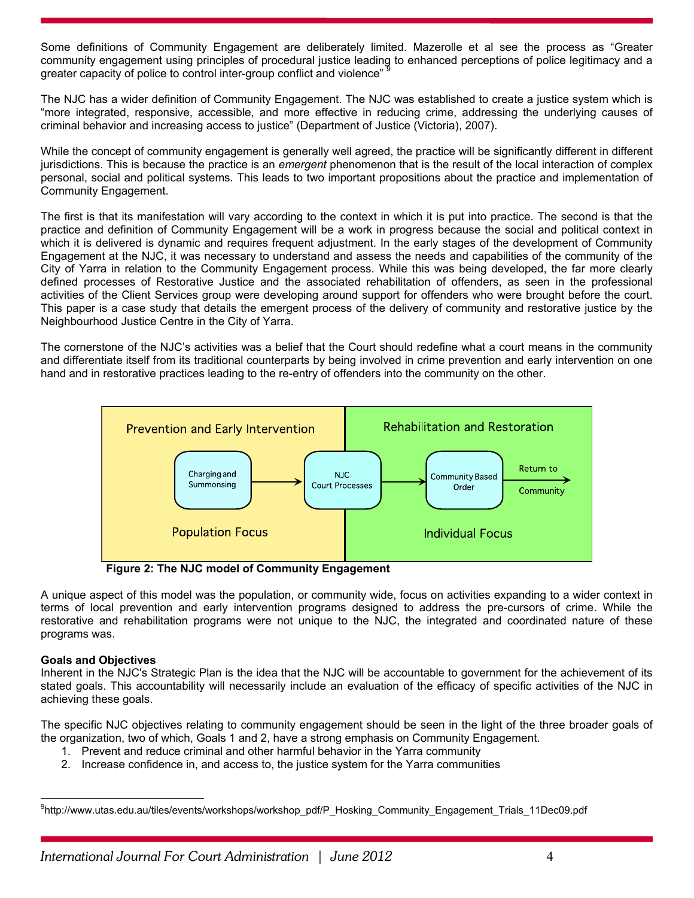Some definitions of Community Engagement are deliberately limited. Mazerolle et al see the process as "Greater community engagement using principles of procedural justice leading to enhanced perceptions of police legitimacy and a greater capacity of police to control inter-group conflict and violence" [9]

The NJC has a wider definition of Community Engagement. The NJC was established to create a justice system which is "more integrated, responsive, accessible, and more effective in reducing crime, addressing the underlying causes of criminal behavior and increasing access to justice" (Department of Justice (Victoria), 2007).

While the concept of community engagement is generally well agreed, the practice will be significantly different in different jurisdictions. This is because the practice is an *emergent* phenomenon that is the result of the local interaction of complex personal, social and political systems. This leads to two important propositions about the practice and implementation of Community Engagement.

The first is that its manifestation will vary according to the context in which it is put into practice. The second is that the practice and definition of Community Engagement will be a work in progress because the social and political context in which it is delivered is dynamic and requires frequent adjustment. In the early stages of the development of Community Engagement at the NJC, it was necessary to understand and assess the needs and capabilities of the community of the City of Yarra in relation to the Community Engagement process. While this was being developed, the far more clearly defined processes of Restorative Justice and the associated rehabilitation of offenders, as seen in the professional activities of the Client Services group were developing around support for offenders who were brought before the court. This paper is a case study that details the emergent process of the delivery of community and restorative justice by the Neighbourhood Justice Centre in the City of Yarra.

The cornerstone of the NJC's activities was a belief that the Court should redefine what a court means in the community and differentiate itself from its traditional counterparts by being involved in crime prevention and early intervention on one hand and in restorative practices leading to the re-entry of offenders into the community on the other.

| Prevention and Early Intervention | | Rehabilitation and Restoration | |
|---|---|---|---|
| Charging and Summonsing → | NJC Court Processes → | Community Based Order → | Return to Community |
| Population Focus | | Individual Focus | |

**Figure 2: The NJC model of Community Engagement**

A unique aspect of this model was the population, or community wide, focus on activities expanding to a wider context in terms of local prevention and early intervention programs designed to address the pre-cursors of crime. While the restorative and rehabilitation programs were not unique to the NJC, the integrated and coordinated nature of these programs was.

**Goals and Objectives**

Inherent in the NJC's Strategic Plan is the idea that the NJC will be accountable to government for the achievement of its stated goals. This accountability will necessarily include an evaluation of the efficacy of specific activities of the NJC in achieving these goals.

The specific NJC objectives relating to community engagement should be seen in the light of the three broader goals of the organization, two of which, Goals 1 and 2, have a strong emphasis on Community Engagement.

1. Prevent and reduce criminal and other harmful behavior in the Yarra community
2. Increase confidence in, and access to, the justice system for the Yarra communities

[9] http://www.utas.edu.au/tiles/events/workshops/workshop_pdf/P_Hosking_Community_Engagement_Trials_11Dec09.pdf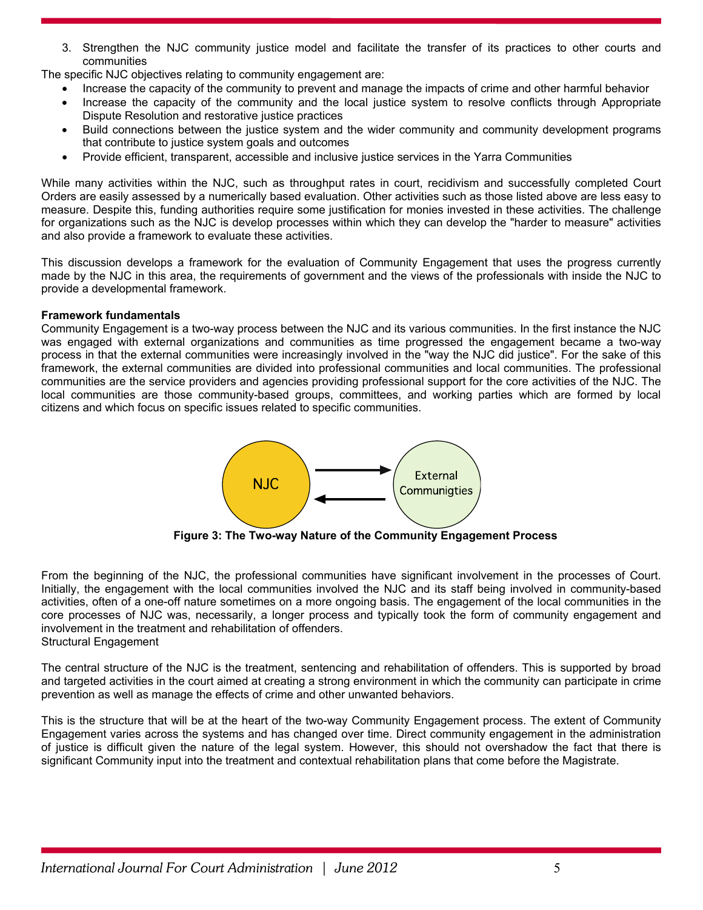3. Strengthen the NJC community justice model and facilitate the transfer of its practices to other courts and communities

The specific NJC objectives relating to community engagement are:

- Increase the capacity of the community to prevent and manage the impacts of crime and other harmful behavior
- Increase the capacity of the community and the local justice system to resolve conflicts through Appropriate Dispute Resolution and restorative justice practices
- Build connections between the justice system and the wider community and community development programs that contribute to justice system goals and outcomes
- Provide efficient, transparent, accessible and inclusive justice services in the Yarra Communities

While many activities within the NJC, such as throughput rates in court, recidivism and successfully completed Court Orders are easily assessed by a numerically based evaluation. Other activities such as those listed above are less easy to measure. Despite this, funding authorities require some justification for monies invested in these activities. The challenge for organizations such as the NJC is develop processes within which they can develop the "harder to measure" activities and also provide a framework to evaluate these activities.

This discussion develops a framework for the evaluation of Community Engagement that uses the progress currently made by the NJC in this area, the requirements of government and the views of the professionals with inside the NJC to provide a developmental framework.

**Framework fundamentals**

Community Engagement is a two-way process between the NJC and its various communities. In the first instance the NJC was engaged with external organizations and communities as time progressed the engagement became a two-way process in that the external communities were increasingly involved in the "way the NJC did justice". For the sake of this framework, the external communities are divided into professional communities and local communities. The professional communities are the service providers and agencies providing professional support for the core activities of the NJC. The local communities are those community-based groups, committees, and working parties which are formed by local citizens and which focus on specific issues related to specific communities.

NJC

External Communigties

**Figure 3: The Two-way Nature of the Community Engagement Process**

From the beginning of the NJC, the professional communities have significant involvement in the processes of Court. Initially, the engagement with the local communities involved the NJC and its staff being involved in community-based activities, often of a one-off nature sometimes on a more ongoing basis. The engagement of the local communities in the core processes of NJC was, necessarily, a longer process and typically took the form of community engagement and involvement in the treatment and rehabilitation of offenders.

Structural Engagement

The central structure of the NJC is the treatment, sentencing and rehabilitation of offenders. This is supported by broad and targeted activities in the court aimed at creating a strong environment in which the community can participate in crime prevention as well as manage the effects of crime and other unwanted behaviors.

This is the structure that will be at the heart of the two-way Community Engagement process. The extent of Community Engagement varies across the systems and has changed over time. Direct community engagement in the administration of justice is difficult given the nature of the legal system. However, this should not overshadow the fact that there is significant Community input into the treatment and contextual rehabilitation plans that come before the Magistrate.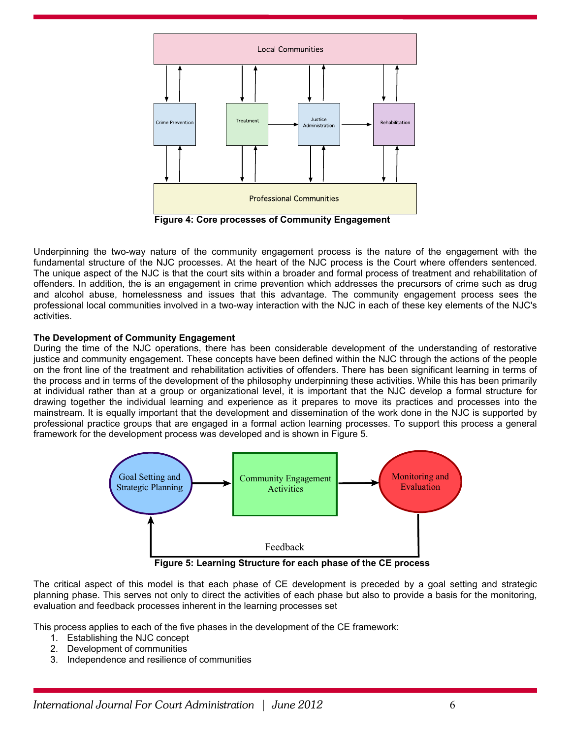Local Communities

Crime Prevention

Treatment

Justice Administration

Rehabilitation

Professional Communities

**Figure 4: Core processes of Community Engagement**

Underpinning the two-way nature of the community engagement process is the nature of the engagement with the fundamental structure of the NJC processes. At the heart of the NJC process is the Court where offenders sentenced. The unique aspect of the NJC is that the court sits within a broader and formal process of treatment and rehabilitation of offenders. In addition, the is an engagement in crime prevention which addresses the precursors of crime such as drug and alcohol abuse, homelessness and issues that this advantage. The community engagement process sees the professional local communities involved in a two-way interaction with the NJC in each of these key elements of the NJC's activities.

**The Development of Community Engagement**

During the time of the NJC operations, there has been considerable development of the understanding of restorative justice and community engagement. These concepts have been defined within the NJC through the actions of the people on the front line of the treatment and rehabilitation activities of offenders. There has been significant learning in terms of the process and in terms of the development of the philosophy underpinning these activities. While this has been primarily at individual rather than at a group or organizational level, it is important that the NJC develop a formal structure for drawing together the individual learning and experience as it prepares to move its practices and processes into the mainstream. It is equally important that the development and dissemination of the work done in the NJC is supported by professional practice groups that are engaged in a formal action learning processes. To support this process a general framework for the development process was developed and is shown in Figure 5.

Goal Setting and Strategic Planning

Community Engagement Activities

Monitoring and Evaluation

Feedback

**Figure 5: Learning Structure for each phase of the CE process**

The critical aspect of this model is that each phase of CE development is preceded by a goal setting and strategic planning phase. This serves not only to direct the activities of each phase but also to provide a basis for the monitoring, evaluation and feedback processes inherent in the learning processes set

This process applies to each of the five phases in the development of the CE framework:

1. Establishing the NJC concept
2. Development of communities
3. Independence and resilience of communities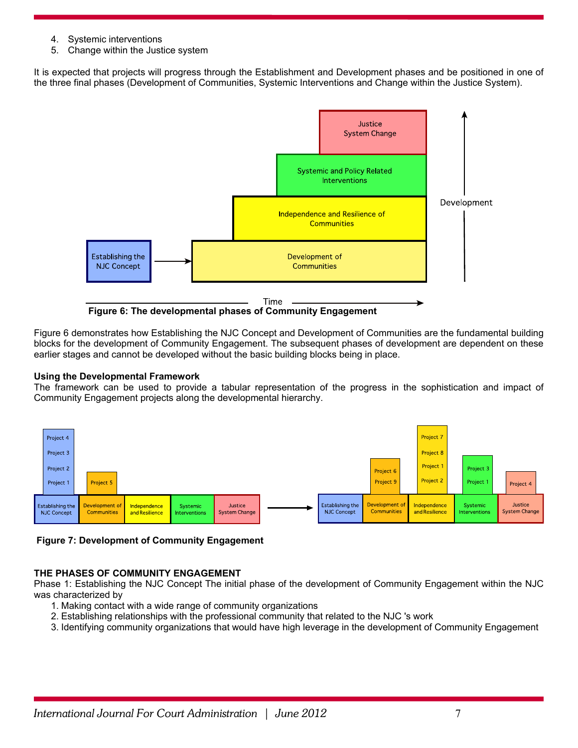4. Systemic interventions
5. Change within the Justice system

It is expected that projects will progress through the Establishment and Development phases and be positioned in one of the three final phases (Development of Communities, Systemic Interventions and Change within the Justice System).

Justice System Change

Systemic and Policy Related Interventions

Independence and Resilience of Communities

Establishing the NJC Concept

Development of Communities

Development

Time

**Figure 6: The developmental phases of Community Engagement**

Figure 6 demonstrates how Establishing the NJC Concept and Development of Communities are the fundamental building blocks for the development of Community Engagement. The subsequent phases of development are dependent on these earlier stages and cannot be developed without the basic building blocks being in place.

**Using the Developmental Framework**

The framework can be used to provide a tabular representation of the progress in the sophistication and impact of Community Engagement projects along the developmental hierarchy.

Project 4
Project 3
Project 2
Project 1
Project 5

Establishing the NJC Concept
Development of Communities
Independence and Resilience
Systemic Interventions
Justice System Change

Project 6
Project 9
Project 7
Project 8
Project 1
Project 2
Project 3
Project 1
Project 4

Establishing the NJC Concept
Development of Communities
Independence and Resilience
Systemic Interventions
Justice System Change

**Figure 7: Development of Community Engagement**

**THE PHASES OF COMMUNITY ENGAGEMENT**

Phase 1: Establishing the NJC Concept The initial phase of the development of Community Engagement within the NJC was characterized by

1. Making contact with a wide range of community organizations
2. Establishing relationships with the professional community that related to the NJC 's work
3. Identifying community organizations that would have high leverage in the development of Community Engagement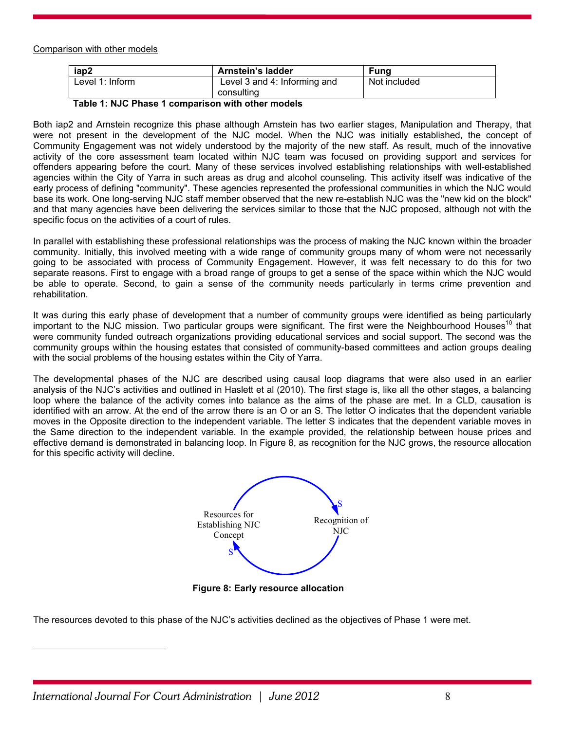Comparison with other models

| iap2 | Arnstein's ladder | Fung |
|---|---|---|
| Level 1: Inform | Level 3 and 4: Informing and consulting | Not included |

**Table 1: NJC Phase 1 comparison with other models**

Both iap2 and Arnstein recognize this phase although Arnstein has two earlier stages, Manipulation and Therapy, that were not present in the development of the NJC model. When the NJC was initially established, the concept of Community Engagement was not widely understood by the majority of the new staff. As result, much of the innovative activity of the core assessment team located within NJC team was focused on providing support and services for offenders appearing before the court. Many of these services involved establishing relationships with well-established agencies within the City of Yarra in such areas as drug and alcohol counseling. This activity itself was indicative of the early process of defining "community". These agencies represented the professional communities in which the NJC would base its work. One long-serving NJC staff member observed that the new re-establish NJC was the "new kid on the block" and that many agencies have been delivering the services similar to those that the NJC proposed, although not with the specific focus on the activities of a court of rules.

In parallel with establishing these professional relationships was the process of making the NJC known within the broader community. Initially, this involved meeting with a wide range of community groups many of whom were not necessarily going to be associated with process of Community Engagement. However, it was felt necessary to do this for two separate reasons. First to engage with a broad range of groups to get a sense of the space within which the NJC would be able to operate. Second, to gain a sense of the community needs particularly in terms crime prevention and rehabilitation.

It was during this early phase of development that a number of community groups were identified as being particularly important to the NJC mission. Two particular groups were significant. The first were the Neighbourhood Houses[10] that were community funded outreach organizations providing educational services and social support. The second was the community groups within the housing estates that consisted of community-based committees and action groups dealing with the social problems of the housing estates within the City of Yarra.

The developmental phases of the NJC are described using causal loop diagrams that were also used in an earlier analysis of the NJC's activities and outlined in Haslett et al (2010). The first stage is, like all the other stages, a balancing loop where the balance of the activity comes into balance as the aims of the phase are met. In a CLD, causation is identified with an arrow. At the end of the arrow there is an O or an S. The letter O indicates that the dependent variable moves in the Opposite direction to the independent variable. The letter S indicates that the dependent variable moves in the Same direction to the independent variable. In the example provided, the relationship between house prices and effective demand is demonstrated in balancing loop. In Figure 8, as recognition for the NJC grows, the resource allocation for this specific activity will decline.

Resources for Establishing NJC Concept

S

Recognition of NJC

S

**Figure 8: Early resource allocation**

The resources devoted to this phase of the NJC's activities declined as the objectives of Phase 1 were met.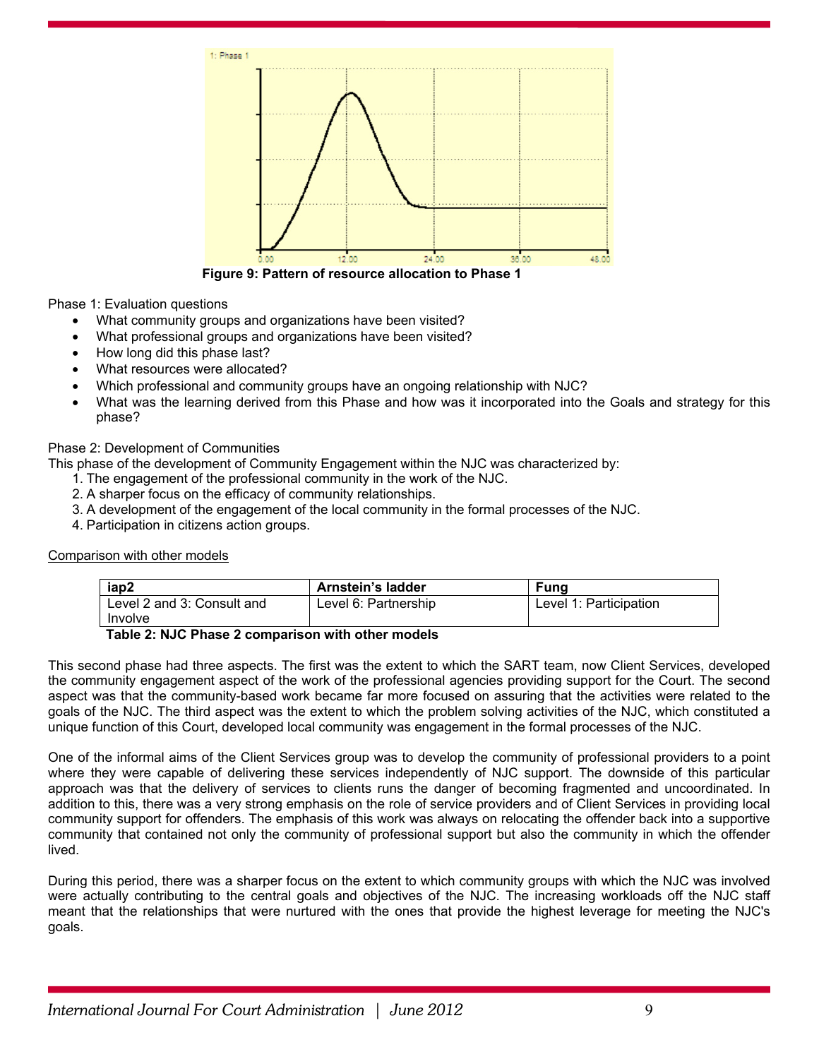1: Phase 1

0.00 12.00 24.00 36.00 48.00

**Figure 9: Pattern of resource allocation to Phase 1**

Phase 1: Evaluation questions

- What community groups and organizations have been visited?
- What professional groups and organizations have been visited?
- How long did this phase last?
- What resources were allocated?
- Which professional and community groups have an ongoing relationship with NJC?
- What was the learning derived from this Phase and how was it incorporated into the Goals and strategy for this phase?

Phase 2: Development of Communities

This phase of the development of Community Engagement within the NJC was characterized by:

1. The engagement of the professional community in the work of the NJC.
2. A sharper focus on the efficacy of community relationships.
3. A development of the engagement of the local community in the formal processes of the NJC.
4. Participation in citizens action groups.

Comparison with other models

| iap2 | Arnstein's ladder | Fung |
|---|---|---|
| Level 2 and 3: Consult and Involve | Level 6: Partnership | Level 1: Participation |

**Table 2: NJC Phase 2 comparison with other models**

This second phase had three aspects. The first was the extent to which the SART team, now Client Services, developed the community engagement aspect of the work of the professional agencies providing support for the Court. The second aspect was that the community-based work became far more focused on assuring that the activities were related to the goals of the NJC. The third aspect was the extent to which the problem solving activities of the NJC, which constituted a unique function of this Court, developed local community was engagement in the formal processes of the NJC.

One of the informal aims of the Client Services group was to develop the community of professional providers to a point where they were capable of delivering these services independently of NJC support. The downside of this particular approach was that the delivery of services to clients runs the danger of becoming fragmented and uncoordinated. In addition to this, there was a very strong emphasis on the role of service providers and of Client Services in providing local community support for offenders. The emphasis of this work was always on relocating the offender back into a supportive community that contained not only the community of professional support but also the community in which the offender lived.

During this period, there was a sharper focus on the extent to which community groups with which the NJC was involved were actually contributing to the central goals and objectives of the NJC. The increasing workloads off the NJC staff meant that the relationships that were nurtured with the ones that provide the highest leverage for meeting the NJC's goals.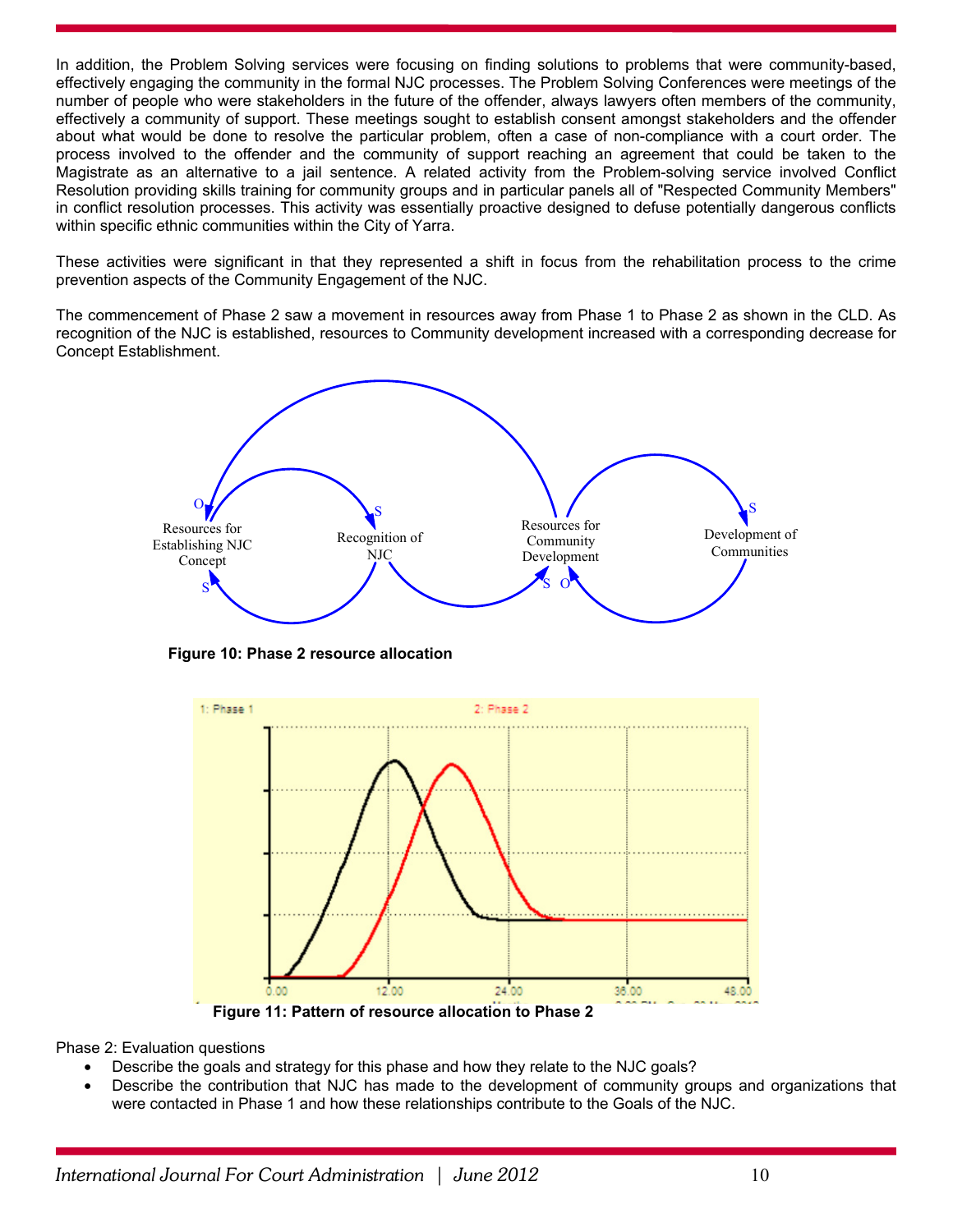In addition, the Problem Solving services were focusing on finding solutions to problems that were community-based, effectively engaging the community in the formal NJC processes. The Problem Solving Conferences were meetings of the number of people who were stakeholders in the future of the offender, always lawyers often members of the community, effectively a community of support. These meetings sought to establish consent amongst stakeholders and the offender about what would be done to resolve the particular problem, often a case of non-compliance with a court order. The process involved to the offender and the community of support reaching an agreement that could be taken to the Magistrate as an alternative to a jail sentence. A related activity from the Problem-solving service involved Conflict Resolution providing skills training for community groups and in particular panels all of "Respected Community Members" in conflict resolution processes. This activity was essentially proactive designed to defuse potentially dangerous conflicts within specific ethnic communities within the City of Yarra.

These activities were significant in that they represented a shift in focus from the rehabilitation process to the crime prevention aspects of the Community Engagement of the NJC.

The commencement of Phase 2 saw a movement in resources away from Phase 1 to Phase 2 as shown in the CLD. As recognition of the NJC is established, resources to Community development increased with a corresponding decrease for Concept Establishment.

Resources for Establishing NJC Concept

Recognition of NJC

Resources for Community Development

Development of Communities

O S S S S O S

**Figure 10: Phase 2 resource allocation**

1: Phase 1

2: Phase 2

0.00 12.00 24.00 36.00 48.00

**Figure 11: Pattern of resource allocation to Phase 2**

Phase 2: Evaluation questions

- Describe the goals and strategy for this phase and how they relate to the NJC goals?
- Describe the contribution that NJC has made to the development of community groups and organizations that were contacted in Phase 1 and how these relationships contribute to the Goals of the NJC.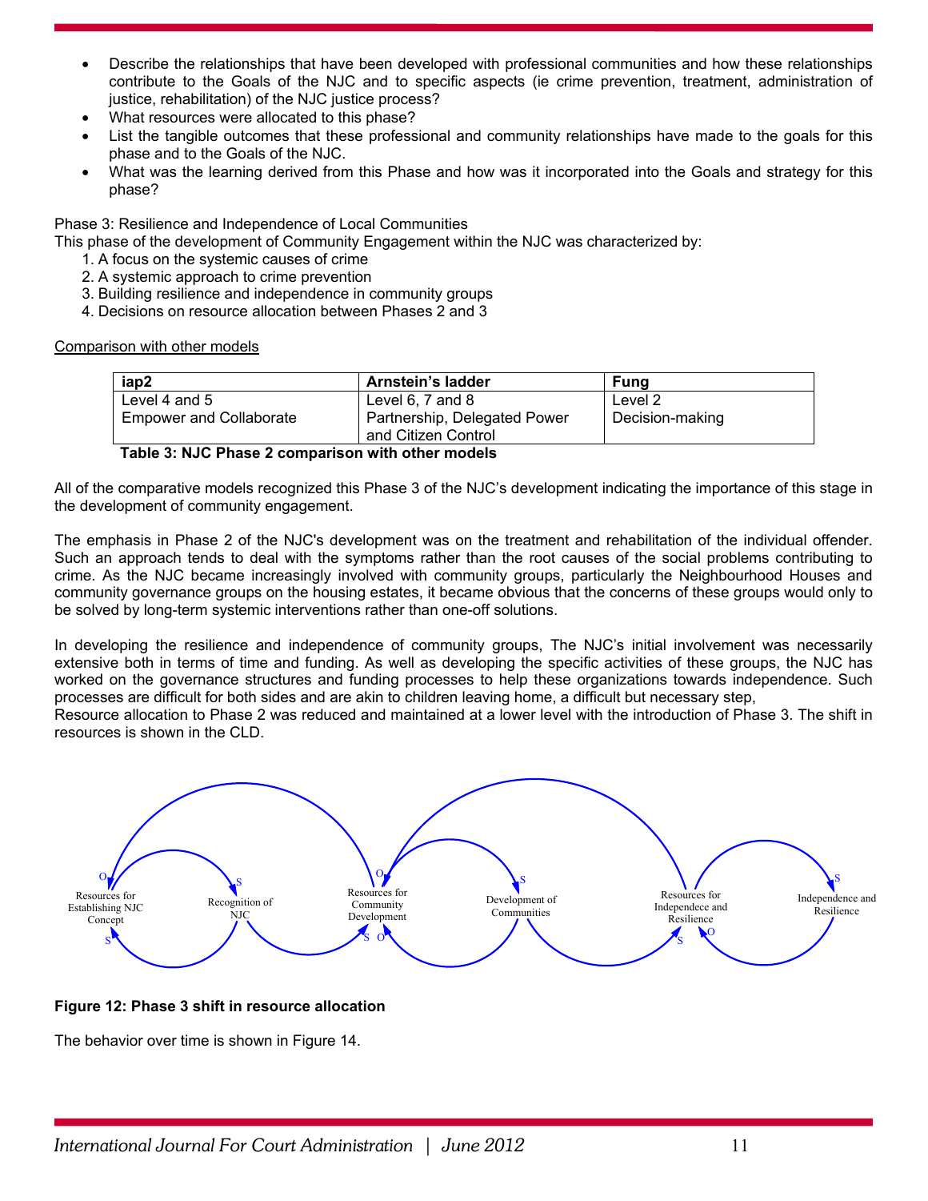- Describe the relationships that have been developed with professional communities and how these relationships contribute to the Goals of the NJC and to specific aspects (ie crime prevention, treatment, administration of justice, rehabilitation) of the NJC justice process?
- What resources were allocated to this phase?
- List the tangible outcomes that these professional and community relationships have made to the goals for this phase and to the Goals of the NJC.
- What was the learning derived from this Phase and how was it incorporated into the Goals and strategy for this phase?

Phase 3: Resilience and Independence of Local Communities

This phase of the development of Community Engagement within the NJC was characterized by:

1. A focus on the systemic causes of crime
2. A systemic approach to crime prevention
3. Building resilience and independence in community groups
4. Decisions on resource allocation between Phases 2 and 3

<u>Comparison with other models</u>

| iap2 | Arnstein's ladder | Fung |
|---|---|---|
| Level 4 and 5<br>Empower and Collaborate | Level 6, 7 and 8<br>Partnership, Delegated Power and Citizen Control | Level 2<br>Decision-making |

**Table 3: NJC Phase 2 comparison with other models**

All of the comparative models recognized this Phase 3 of the NJC's development indicating the importance of this stage in the development of community engagement.

The emphasis in Phase 2 of the NJC's development was on the treatment and rehabilitation of the individual offender. Such an approach tends to deal with the symptoms rather than the root causes of the social problems contributing to crime. As the NJC became increasingly involved with community groups, particularly the Neighbourhood Houses and community governance groups on the housing estates, it became obvious that the concerns of these groups would only to be solved by long-term systemic interventions rather than one-off solutions.

In developing the resilience and independence of community groups, The NJC's initial involvement was necessarily extensive both in terms of time and funding. As well as developing the specific activities of these groups, the NJC has worked on the governance structures and funding processes to help these organizations towards independence. Such processes are difficult for both sides and are akin to children leaving home, a difficult but necessary step,

Resource allocation to Phase 2 was reduced and maintained at a lower level with the introduction of Phase 3. The shift in resources is shown in the CLD.

Resources for Establishing NJC Concept
Recognition of NJC
Resources for Community Development
Development of Communities
Resources for Independece and Resilience
Independence and Resilience
O S S O S O S O S S O S

**Figure 12: Phase 3 shift in resource allocation**

The behavior over time is shown in Figure 14.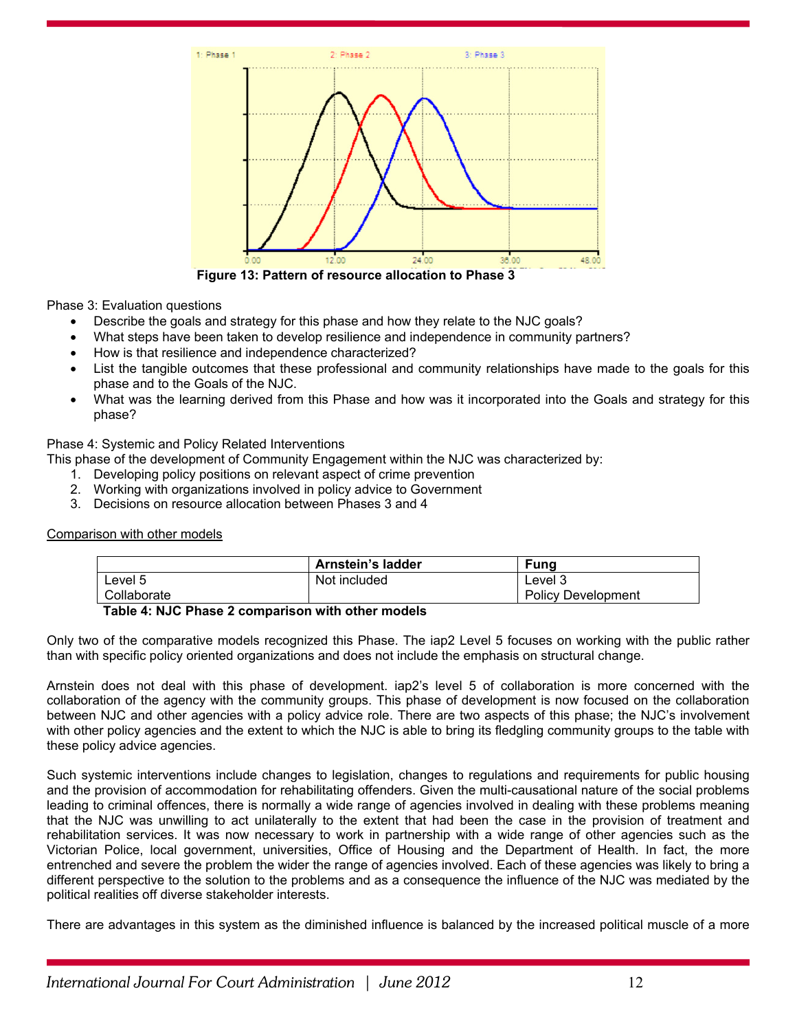1: Phase 1
2: Phase 2
3: Phase 3

0.00
12.00
24.00
36.00
48.00

**Figure 13: Pattern of resource allocation to Phase 3**

Phase 3: Evaluation questions

- Describe the goals and strategy for this phase and how they relate to the NJC goals?
- What steps have been taken to develop resilience and independence in community partners?
- How is that resilience and independence characterized?
- List the tangible outcomes that these professional and community relationships have made to the goals for this phase and to the Goals of the NJC.
- What was the learning derived from this Phase and how was it incorporated into the Goals and strategy for this phase?

Phase 4: Systemic and Policy Related Interventions

This phase of the development of Community Engagement within the NJC was characterized by:

1. Developing policy positions on relevant aspect of crime prevention
2. Working with organizations involved in policy advice to Government
3. Decisions on resource allocation between Phases 3 and 4

Comparison with other models

| | Arnstein's ladder | Fung |
|---|---|---|
| Level 5 Collaborate | Not included | Level 3 Policy Development |

**Table 4: NJC Phase 2 comparison with other models**

Only two of the comparative models recognized this Phase. The iap2 Level 5 focuses on working with the public rather than with specific policy oriented organizations and does not include the emphasis on structural change.

Arnstein does not deal with this phase of development. iap2's level 5 of collaboration is more concerned with the collaboration of the agency with the community groups. This phase of development is now focused on the collaboration between NJC and other agencies with a policy advice role. There are two aspects of this phase; the NJC's involvement with other policy agencies and the extent to which the NJC is able to bring its fledgling community groups to the table with these policy advice agencies.

Such systemic interventions include changes to legislation, changes to regulations and requirements for public housing and the provision of accommodation for rehabilitating offenders. Given the multi-causational nature of the social problems leading to criminal offences, there is normally a wide range of agencies involved in dealing with these problems meaning that the NJC was unwilling to act unilaterally to the extent that had been the case in the provision of treatment and rehabilitation services. It was now necessary to work in partnership with a wide range of other agencies such as the Victorian Police, local government, universities, Office of Housing and the Department of Health. In fact, the more entrenched and severe the problem the wider the range of agencies involved. Each of these agencies was likely to bring a different perspective to the solution to the problems and as a consequence the influence of the NJC was mediated by the political realities off diverse stakeholder interests.

There are advantages in this system as the diminished influence is balanced by the increased political muscle of a more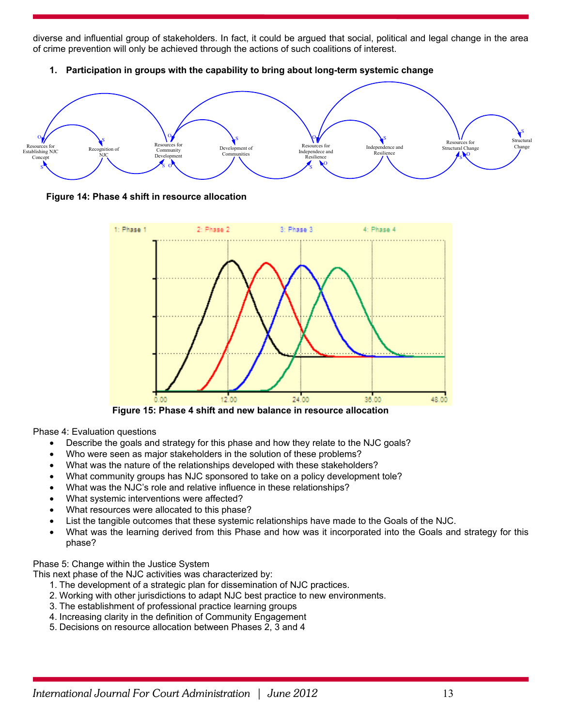diverse and influential group of stakeholders. In fact, it could be argued that social, political and legal change in the area of crime prevention will only be achieved through the actions of such coalitions of interest.

1. **Participation in groups with the capability to bring about long-term systemic change**

Resources for Establishing NJC Concept
Recognition of NJC
Resources for Community Development
Development of Communities
Resources for Independece and Resilience
Independence and Resilience
Resources for Structural Change
Structural Change

**Figure 14: Phase 4 shift in resource allocation**

1: Phase 1
2: Phase 2
3: Phase 3
4: Phase 4
0.00
12.00
24.00
36.00
48.00

**Figure 15: Phase 4 shift and new balance in resource allocation**

Phase 4: Evaluation questions

- Describe the goals and strategy for this phase and how they relate to the NJC goals?
- Who were seen as major stakeholders in the solution of these problems?
- What was the nature of the relationships developed with these stakeholders?
- What community groups has NJC sponsored to take on a policy development tole?
- What was the NJC's role and relative influence in these relationships?
- What systemic interventions were affected?
- What resources were allocated to this phase?
- List the tangible outcomes that these systemic relationships have made to the Goals of the NJC.
- What was the learning derived from this Phase and how was it incorporated into the Goals and strategy for this phase?

Phase 5: Change within the Justice System
This next phase of the NJC activities was characterized by:

1. The development of a strategic plan for dissemination of NJC practices.
2. Working with other jurisdictions to adapt NJC best practice to new environments.
3. The establishment of professional practice learning groups
4. Increasing clarity in the definition of Community Engagement
5. Decisions on resource allocation between Phases 2, 3 and 4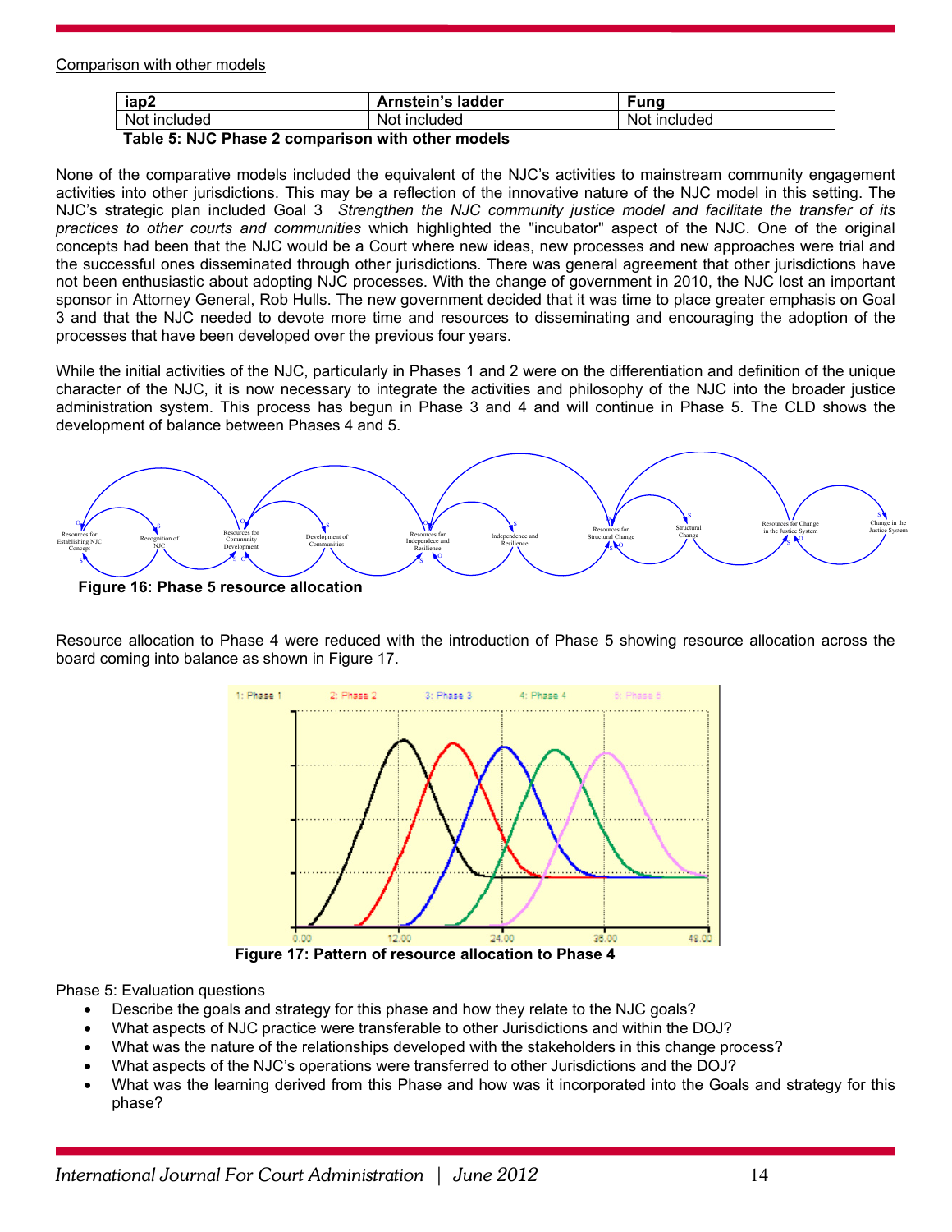Comparison with other models

| iap2 | Arnstein's ladder | Fung |
|---|---|---|
| Not included | Not included | Not included |

**Table 5: NJC Phase 2 comparison with other models**

None of the comparative models included the equivalent of the NJC's activities to mainstream community engagement activities into other jurisdictions. This may be a reflection of the innovative nature of the NJC model in this setting. The NJC's strategic plan included Goal 3 *Strengthen the NJC community justice model and facilitate the transfer of its practices to other courts and communities* which highlighted the "incubator" aspect of the NJC. One of the original concepts had been that the NJC would be a Court where new ideas, new processes and new approaches were trial and the successful ones disseminated through other jurisdictions. There was general agreement that other jurisdictions have not been enthusiastic about adopting NJC processes. With the change of government in 2010, the NJC lost an important sponsor in Attorney General, Rob Hulls. The new government decided that it was time to place greater emphasis on Goal 3 and that the NJC needed to devote more time and resources to disseminating and encouraging the adoption of the processes that have been developed over the previous four years.

While the initial activities of the NJC, particularly in Phases 1 and 2 were on the differentiation and definition of the unique character of the NJC, it is now necessary to integrate the activities and philosophy of the NJC into the broader justice administration system. This process has begun in Phase 3 and 4 and will continue in Phase 5. The CLD shows the development of balance between Phases 4 and 5.

Resources for Establishing NJC Concept
Recognition of NJC
Resources for Community Development
Development of Communities
Resources for Independece and Resilience
Independence and Resilience
Resources for Structural Change
Structural Change
Resources for Change in the Justice System
Change in the Justice System

**Figure 16: Phase 5 resource allocation**

Resource allocation to Phase 4 were reduced with the introduction of Phase 5 showing resource allocation across the board coming into balance as shown in Figure 17.

1: Phase 1 2: Phase 2 3: Phase 3 4: Phase 4 5: Phase 5

0.00 12.00 24.00 36.00 48.00

**Figure 17: Pattern of resource allocation to Phase 4**

Phase 5: Evaluation questions

- Describe the goals and strategy for this phase and how they relate to the NJC goals?
- What aspects of NJC practice were transferable to other Jurisdictions and within the DOJ?
- What was the nature of the relationships developed with the stakeholders in this change process?
- What aspects of the NJC's operations were transferred to other Jurisdictions and the DOJ?
- What was the learning derived from this Phase and how was it incorporated into the Goals and strategy for this phase?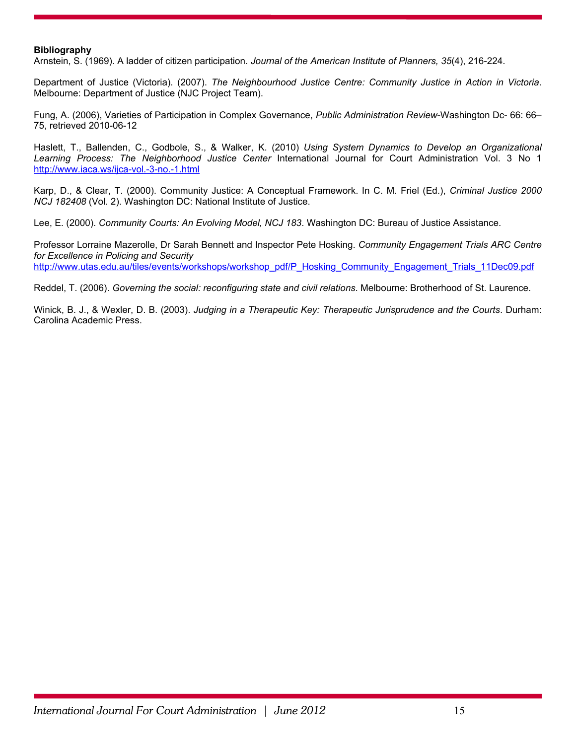**Bibliography**

Arnstein, S. (1969). A ladder of citizen participation. *Journal of the American Institute of Planners, 35*(4), 216-224.

Department of Justice (Victoria). (2007). *The Neighbourhood Justice Centre: Community Justice in Action in Victoria*. Melbourne: Department of Justice (NJC Project Team).

Fung, A. (2006), Varieties of Participation in Complex Governance, *Public Administration Review*-Washington Dc- 66: 66–75, retrieved 2010-06-12

Haslett, T., Ballenden, C., Godbole, S., & Walker, K. (2010) *Using System Dynamics to Develop an Organizational Learning Process: The Neighborhood Justice Center* International Journal for Court Administration Vol. 3 No 1 http://www.iaca.ws/ijca-vol.-3-no.-1.html

Karp, D., & Clear, T. (2000). Community Justice: A Conceptual Framework. In C. M. Friel (Ed.), *Criminal Justice 2000 NCJ 182408* (Vol. 2). Washington DC: National Institute of Justice.

Lee, E. (2000). *Community Courts: An Evolving Model, NCJ 183*. Washington DC: Bureau of Justice Assistance.

Professor Lorraine Mazerolle, Dr Sarah Bennett and Inspector Pete Hosking. *Community Engagement Trials ARC Centre for Excellence in Policing and Security* http://www.utas.edu.au/tiles/events/workshops/workshop_pdf/P_Hosking_Community_Engagement_Trials_11Dec09.pdf

Reddel, T. (2006). *Governing the social: reconfiguring state and civil relations*. Melbourne: Brotherhood of St. Laurence.

Winick, B. J., & Wexler, D. B. (2003). *Judging in a Therapeutic Key: Therapeutic Jurisprudence and the Courts*. Durham: Carolina Academic Press.